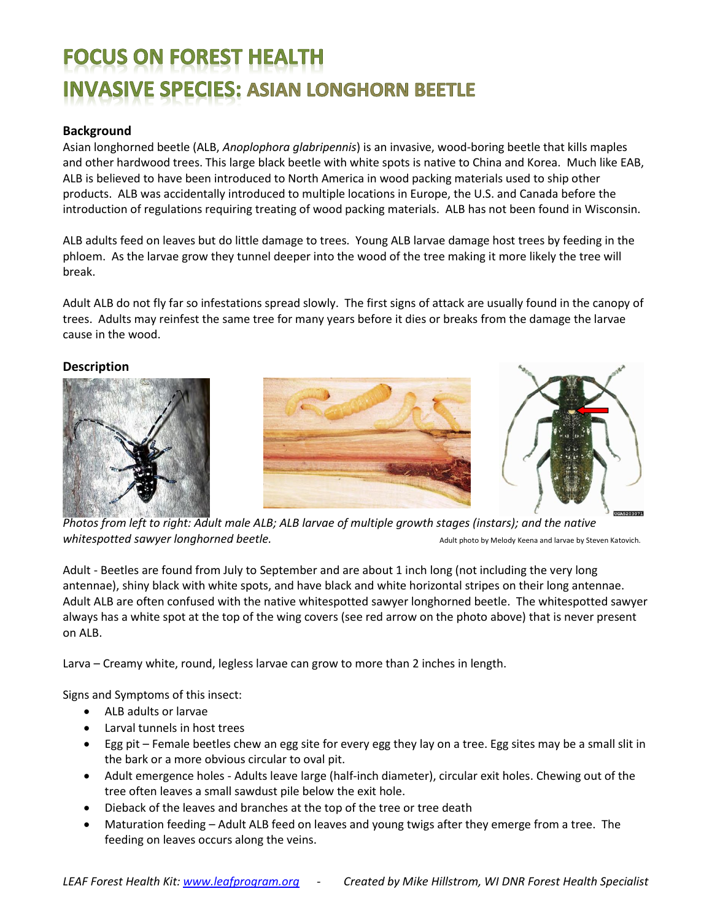# FOCUS ON FOREST HEALTH
# INVASIVE SPECIES: ASIAN LONGHORN BEETLE

**Background**

Asian longhorned beetle (ALB, *Anoplophora glabripennis*) is an invasive, wood-boring beetle that kills maples and other hardwood trees. This large black beetle with white spots is native to China and Korea. Much like EAB, ALB is believed to have been introduced to North America in wood packing materials used to ship other products. ALB was accidentally introduced to multiple locations in Europe, the U.S. and Canada before the introduction of regulations requiring treating of wood packing materials. ALB has not been found in Wisconsin.

ALB adults feed on leaves but do little damage to trees. Young ALB larvae damage host trees by feeding in the phloem. As the larvae grow they tunnel deeper into the wood of the tree making it more likely the tree will break.

Adult ALB do not fly far so infestations spread slowly. The first signs of attack are usually found in the canopy of trees. Adults may reinfest the same tree for many years before it dies or breaks from the damage the larvae cause in the wood.

**Description**

*Photos from left to right: Adult male ALB; ALB larvae of multiple growth stages (instars); and the native whitespotted sawyer longhorned beetle.* Adult photo by Melody Keena and larvae by Steven Katovich.

Adult - Beetles are found from July to September and are about 1 inch long (not including the very long antennae), shiny black with white spots, and have black and white horizontal stripes on their long antennae. Adult ALB are often confused with the native whitespotted sawyer longhorned beetle. The whitespotted sawyer always has a white spot at the top of the wing covers (see red arrow on the photo above) that is never present on ALB.

Larva – Creamy white, round, legless larvae can grow to more than 2 inches in length.

Signs and Symptoms of this insect:

- ALB adults or larvae
- Larval tunnels in host trees
- Egg pit – Female beetles chew an egg site for every egg they lay on a tree. Egg sites may be a small slit in the bark or a more obvious circular to oval pit.
- Adult emergence holes - Adults leave large (half-inch diameter), circular exit holes. Chewing out of the tree often leaves a small sawdust pile below the exit hole.
- Dieback of the leaves and branches at the top of the tree or tree death
- Maturation feeding – Adult ALB feed on leaves and young twigs after they emerge from a tree. The feeding on leaves occurs along the veins.

*LEAF Forest Health Kit: www.leafprogram.org - Created by Mike Hillstrom, WI DNR Forest Health Specialist*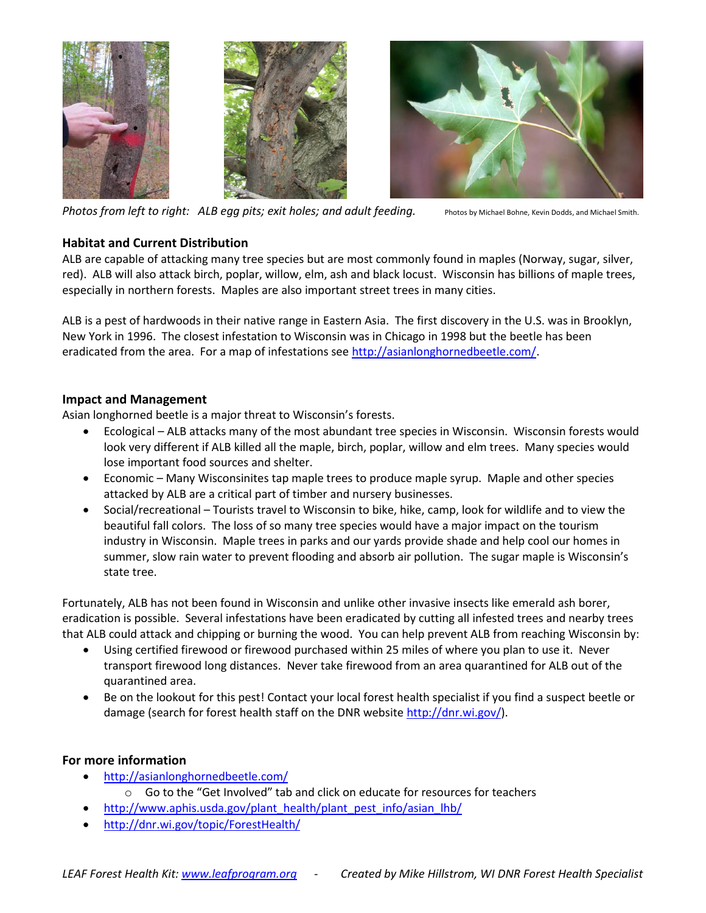*Photos from left to right: ALB egg pits; exit holes; and adult feeding.* Photos by Michael Bohne, Kevin Dodds, and Michael Smith.

### Habitat and Current Distribution

ALB are capable of attacking many tree species but are most commonly found in maples (Norway, sugar, silver, red). ALB will also attack birch, poplar, willow, elm, ash and black locust. Wisconsin has billions of maple trees, especially in northern forests. Maples are also important street trees in many cities.

ALB is a pest of hardwoods in their native range in Eastern Asia. The first discovery in the U.S. was in Brooklyn, New York in 1996. The closest infestation to Wisconsin was in Chicago in 1998 but the beetle has been eradicated from the area. For a map of infestations see http://asianlonghornedbeetle.com/.

### Impact and Management

Asian longhorned beetle is a major threat to Wisconsin's forests.

- Ecological – ALB attacks many of the most abundant tree species in Wisconsin. Wisconsin forests would look very different if ALB killed all the maple, birch, poplar, willow and elm trees. Many species would lose important food sources and shelter.
- Economic – Many Wisconsinites tap maple trees to produce maple syrup. Maple and other species attacked by ALB are a critical part of timber and nursery businesses.
- Social/recreational – Tourists travel to Wisconsin to bike, hike, camp, look for wildlife and to view the beautiful fall colors. The loss of so many tree species would have a major impact on the tourism industry in Wisconsin. Maple trees in parks and our yards provide shade and help cool our homes in summer, slow rain water to prevent flooding and absorb air pollution. The sugar maple is Wisconsin's state tree.

Fortunately, ALB has not been found in Wisconsin and unlike other invasive insects like emerald ash borer, eradication is possible. Several infestations have been eradicated by cutting all infested trees and nearby trees that ALB could attack and chipping or burning the wood. You can help prevent ALB from reaching Wisconsin by:

- Using certified firewood or firewood purchased within 25 miles of where you plan to use it. Never transport firewood long distances. Never take firewood from an area quarantined for ALB out of the quarantined area.
- Be on the lookout for this pest! Contact your local forest health specialist if you find a suspect beetle or damage (search for forest health staff on the DNR website http://dnr.wi.gov/).

### For more information

- http://asianlonghornedbeetle.com/
  - Go to the "Get Involved" tab and click on educate for resources for teachers
- http://www.aphis.usda.gov/plant_health/plant_pest_info/asian_lhb/
- http://dnr.wi.gov/topic/ForestHealth/

*LEAF Forest Health Kit: www.leafprogram.org - Created by Mike Hillstrom, WI DNR Forest Health Specialist*